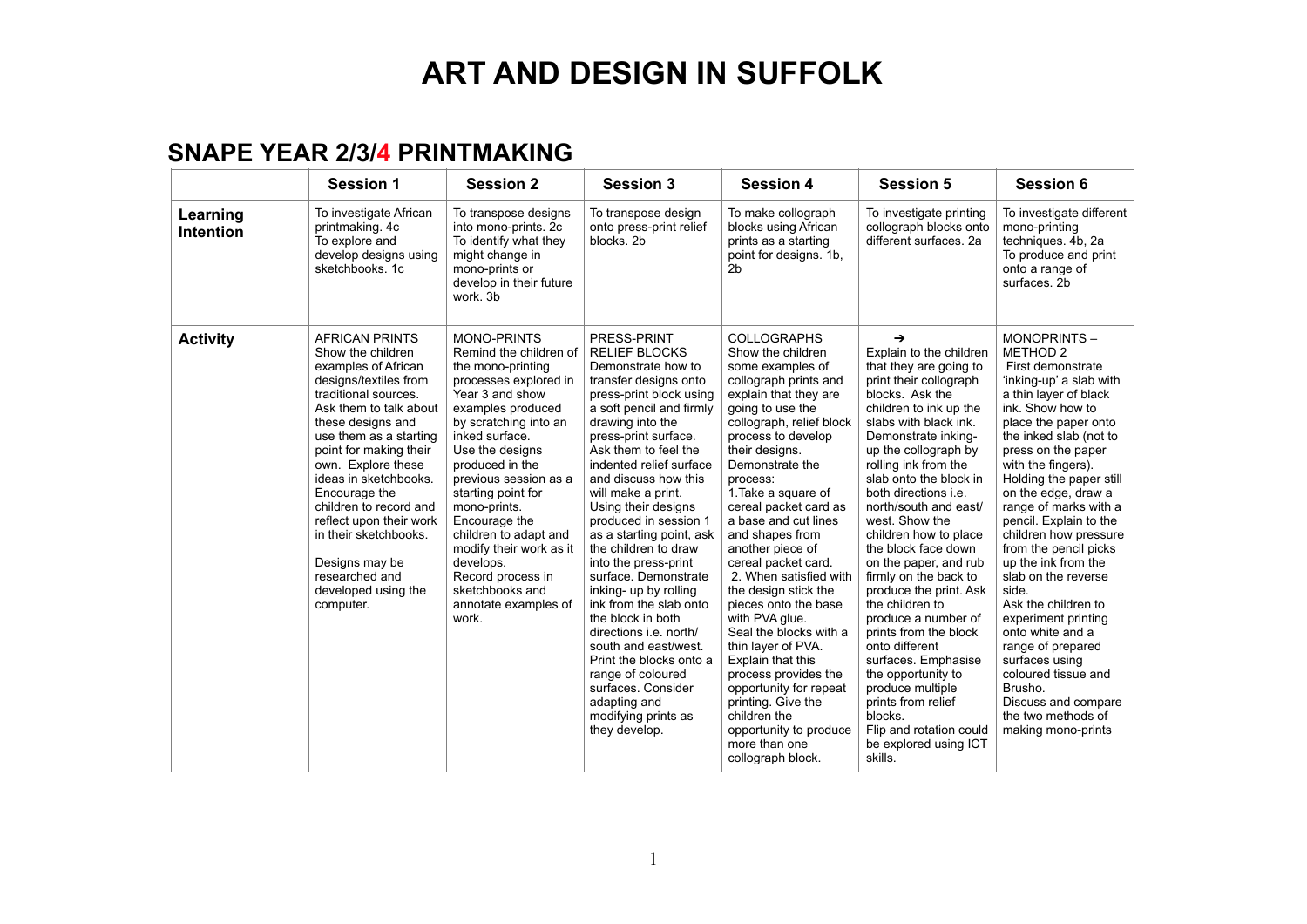# ART AND DESIGN IN SUFFOLK

## SNAPE YEAR 2/3/4 PRINTMAKING

| | Session 1 | Session 2 | Session 3 | Session 4 | Session 5 | Session 6 |
|---|---|---|---|---|---|---|
| **Learning Intention** | To investigate African printmaking. 4c<br>To explore and develop designs using sketchbooks. 1c | To transpose designs into mono-prints. 2c<br>To identify what they might change in mono-prints or develop in their future work. 3b | To transpose design onto press-print relief blocks. 2b | To make collograph blocks using African prints as a starting point for designs. 1b, 2b | To investigate printing collograph blocks onto different surfaces. 2a | To investigate different mono-printing techniques. 4b, 2a<br>To produce and print onto a range of surfaces. 2b |
| **Activity** | AFRICAN PRINTS<br>Show the children examples of African designs/textiles from traditional sources. Ask them to talk about these designs and use them as a starting point for making their own. Explore these ideas in sketchbooks. Encourage the children to record and reflect upon their work in their sketchbooks.<br><br>Designs may be researched and developed using the computer. | MONO-PRINTS<br>Remind the children of the mono-printing processes explored in Year 3 and show examples produced by scratching into an inked surface.<br>Use the designs produced in the previous session as a starting point for mono-prints.<br>Encourage the children to adapt and modify their work as it develops.<br>Record process in sketchbooks and annotate examples of work. | PRESS-PRINT RELIEF BLOCKS<br>Demonstrate how to transfer designs onto press-print block using a soft pencil and firmly drawing into the press-print surface.<br>Ask them to feel the indented relief surface and discuss how this will make a print.<br>Using their designs produced in session 1 as a starting point, ask the children to draw into the press-print surface. Demonstrate inking- up by rolling ink from the slab onto the block in both directions i.e. north/ south and east/west.<br>Print the blocks onto a range of coloured surfaces. Consider adapting and modifying prints as they develop. | COLLOGRAPHS<br>Show the children some examples of collograph prints and explain that they are going to use the collograph, relief block process to develop their designs.<br>Demonstrate the process:<br>1.Take a square of cereal packet card as a base and cut lines and shapes from another piece of cereal packet card.<br>2. When satisfied with the design stick the pieces onto the base with PVA glue.<br>Seal the blocks with a thin layer of PVA.<br>Explain that this process provides the opportunity for repeat printing. Give the children the opportunity to produce more than one collograph block. | →<br>Explain to the children that they are going to print their collograph blocks. Ask the children to ink up the slabs with black ink.<br>Demonstrate inking-up the collograph by rolling ink from the slab onto the block in both directions i.e. north/south and east/ west. Show the children how to place the block face down on the paper, and rub firmly on the back to produce the print. Ask the children to produce a number of prints from the block onto different surfaces. Emphasise the opportunity to produce multiple prints from relief blocks.<br>Flip and rotation could be explored using ICT skills. | MONOPRINTS – METHOD 2<br>First demonstrate 'inking-up' a slab with a thin layer of black ink. Show how to place the paper onto the inked slab (not to press on the paper with the fingers).<br>Holding the paper still on the edge, draw a range of marks with a pencil. Explain to the children how pressure from the pencil picks up the ink from the slab on the reverse side.<br>Ask the children to experiment printing onto white and a range of prepared surfaces using coloured tissue and Brusho.<br>Discuss and compare the two methods of making mono-prints |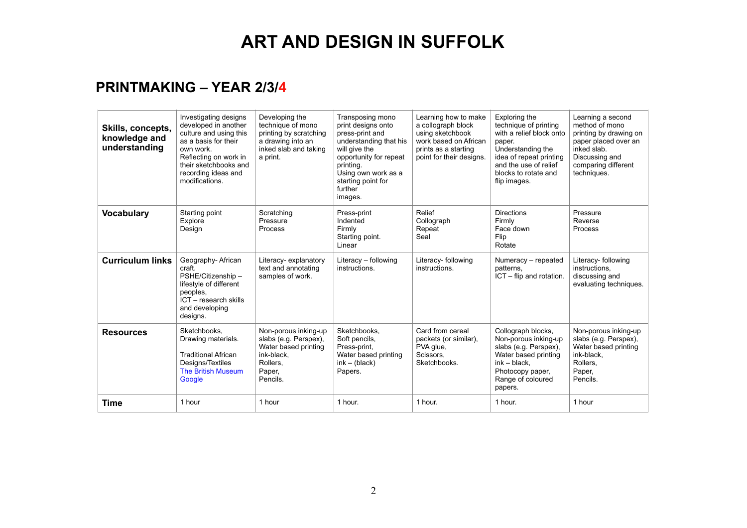# ART AND DESIGN IN SUFFOLK

## PRINTMAKING – YEAR 2/3/4

| **Skills, concepts, knowledge and understanding** | Investigating designs developed in another culture and using this as a basis for their own work. Reflecting on work in their sketchbooks and recording ideas and modifications. | Developing the technique of mono printing by scratching a drawing into an inked slab and taking a print. | Transposing mono print designs onto press-print and understanding that his will give the opportunity for repeat printing. Using own work as a starting point for further images. | Learning how to make a collograph block using sketchbook work based on African prints as a starting point for their designs. | Exploring the technique of printing with a relief block onto paper. Understanding the idea of repeat printing and the use of relief blocks to rotate and flip images. | Learning a second method of mono printing by drawing on paper placed over an inked slab. Discussing and comparing different techniques. |
|---|---|---|---|---|---|---|
| **Vocabulary** | Starting point<br>Explore<br>Design | Scratching<br>Pressure<br>Process | Press-print<br>Indented<br>Firmly<br>Starting point.<br>Linear | Relief<br>Collograph<br>Repeat<br>Seal | Directions<br>Firmly<br>Face down<br>Flip<br>Rotate | Pressure<br>Reverse<br>Process |
| **Curriculum links** | Geography- African craft.<br>PSHE/Citizenship – lifestyle of different peoples,<br>ICT – research skills and developing designs. | Literacy- explanatory text and annotating samples of work. | Literacy – following instructions. | Literacy- following instructions. | Numeracy – repeated patterns,<br>ICT – flip and rotation. | Literacy- following instructions, discussing and evaluating techniques. |
| **Resources** | Sketchbooks,<br>Drawing materials.<br><br>Traditional African Designs/Textiles<br>The British Museum<br>Google | Non-porous inking-up slabs (e.g. Perspex),<br>Water based printing ink-black,<br>Rollers,<br>Paper,<br>Pencils. | Sketchbooks,<br>Soft pencils,<br>Press-print,<br>Water based printing ink – (black)<br>Papers. | Card from cereal packets (or similar),<br>PVA glue,<br>Scissors,<br>Sketchbooks. | Collograph blocks,<br>Non-porous inking-up slabs (e.g. Perspex),<br>Water based printing ink – black,<br>Photocopy paper,<br>Range of coloured papers. | Non-porous inking-up slabs (e.g. Perspex),<br>Water based printing ink-black,<br>Rollers,<br>Paper,<br>Pencils. |
| **Time** | 1 hour | 1 hour | 1 hour. | 1 hour. | 1 hour. | 1 hour |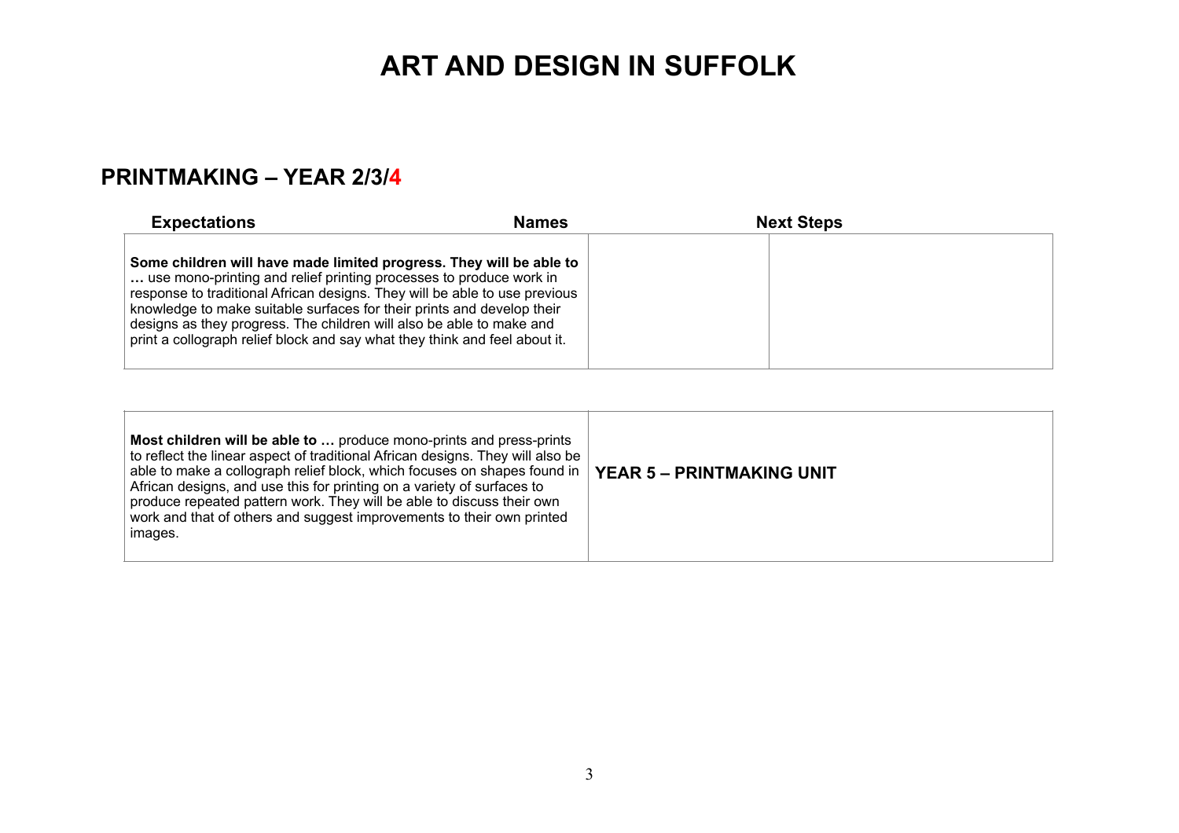# ART AND DESIGN IN SUFFOLK

## PRINTMAKING – YEAR 2/3/4

| Expectations | Names | Next Steps |
|---|---|---|
| **Some children will have made limited progress. They will be able to …** use mono-printing and relief printing processes to produce work in response to traditional African designs. They will be able to use previous knowledge to make suitable surfaces for their prints and develop their designs as they progress. The children will also be able to make and print a collograph relief block and say what they think and feel about it. | | |

| | |
|---|---|
| **Most children will be able to …** produce mono-prints and press-prints to reflect the linear aspect of traditional African designs. They will also be able to make a collograph relief block, which focuses on shapes found in African designs, and use this for printing on a variety of surfaces to produce repeated pattern work. They will be able to discuss their own work and that of others and suggest improvements to their own printed images. | **YEAR 5 – PRINTMAKING UNIT** |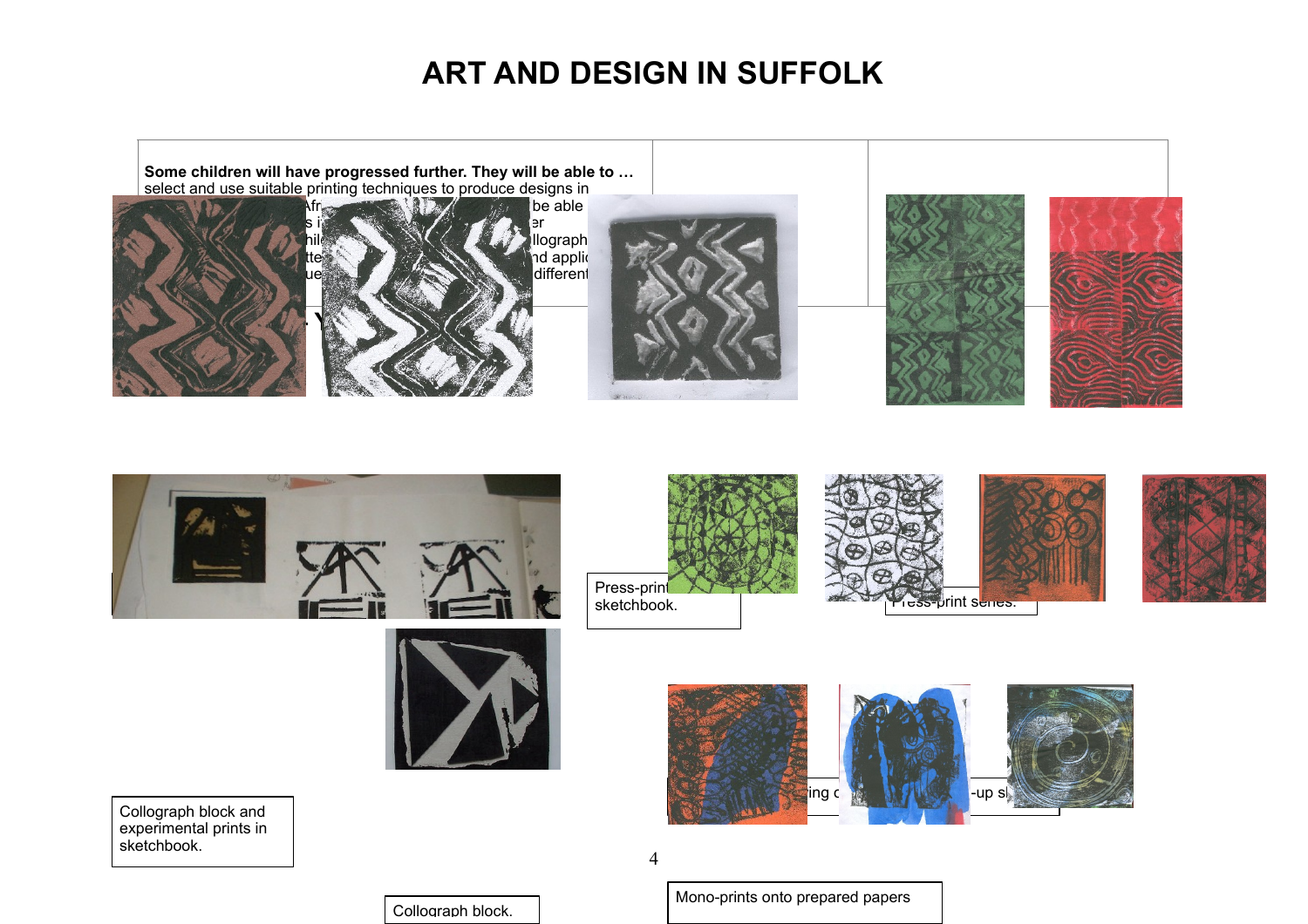# ART AND DESIGN IN SUFFOLK

**Some children will have progressed further. They will be able to …**

select and use suitable printing techniques to produce designs in

Press-print sketchbook.

Press-print series.

Collograph block and experimental prints in sketchbook.

Collograph block.

Mono-prints onto prepared papers